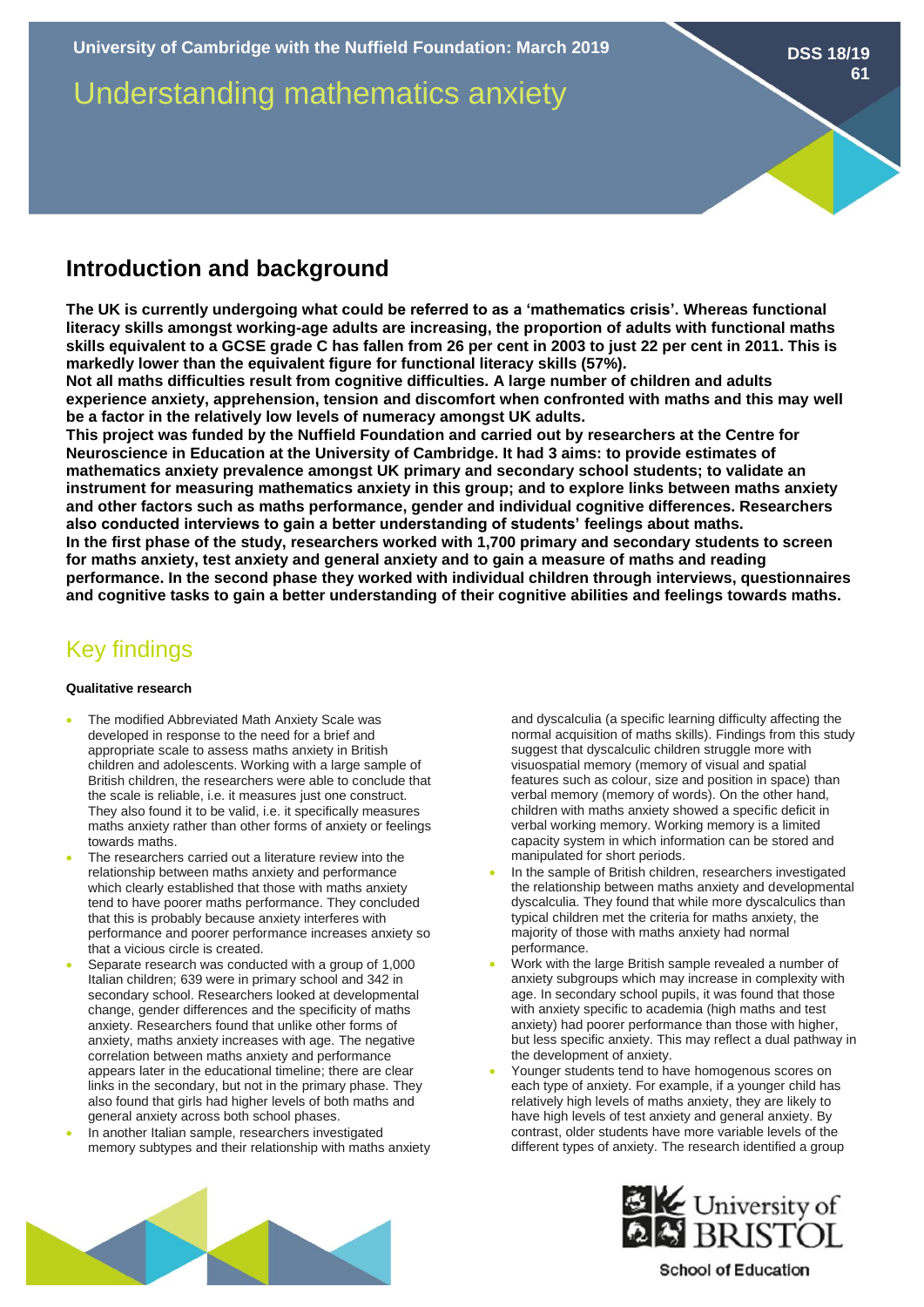University of Cambridge with the Nuffield Foundation: March 2019

DSS 18/19 61

# Understanding mathematics anxiety

## Introduction and background

**The UK is currently undergoing what could be referred to as a 'mathematics crisis'. Whereas functional literacy skills amongst working-age adults are increasing, the proportion of adults with functional maths skills equivalent to a GCSE grade C has fallen from 26 per cent in 2003 to just 22 per cent in 2011. This is markedly lower than the equivalent figure for functional literacy skills (57%).**

**Not all maths difficulties result from cognitive difficulties. A large number of children and adults experience anxiety, apprehension, tension and discomfort when confronted with maths and this may well be a factor in the relatively low levels of numeracy amongst UK adults.**

**This project was funded by the Nuffield Foundation and carried out by researchers at the Centre for Neuroscience in Education at the University of Cambridge. It had 3 aims: to provide estimates of mathematics anxiety prevalence amongst UK primary and secondary school students; to validate an instrument for measuring mathematics anxiety in this group; and to explore links between maths anxiety and other factors such as maths performance, gender and individual cognitive differences. Researchers also conducted interviews to gain a better understanding of students' feelings about maths.**

**In the first phase of the study, researchers worked with 1,700 primary and secondary students to screen for maths anxiety, test anxiety and general anxiety and to gain a measure of maths and reading performance. In the second phase they worked with individual children through interviews, questionnaires and cognitive tasks to gain a better understanding of their cognitive abilities and feelings towards maths.**

## Key findings

**Qualitative research**

- The modified Abbreviated Math Anxiety Scale was developed in response to the need for a brief and appropriate scale to assess maths anxiety in British children and adolescents. Working with a large sample of British children, the researchers were able to conclude that the scale is reliable, i.e. it measures just one construct. They also found it to be valid, i.e. it specifically measures maths anxiety rather than other forms of anxiety or feelings towards maths.
- The researchers carried out a literature review into the relationship between maths anxiety and performance which clearly established that those with maths anxiety tend to have poorer maths performance. They concluded that this is probably because anxiety interferes with performance and poorer performance increases anxiety so that a vicious circle is created.
- Separate research was conducted with a group of 1,000 Italian children; 639 were in primary school and 342 in secondary school. Researchers looked at developmental change, gender differences and the specificity of maths anxiety. Researchers found that unlike other forms of anxiety, maths anxiety increases with age. The negative correlation between maths anxiety and performance appears later in the educational timeline; there are clear links in the secondary, but not in the primary phase. They also found that girls had higher levels of both maths and general anxiety across both school phases.
- In another Italian sample, researchers investigated memory subtypes and their relationship with maths anxiety and dyscalculia (a specific learning difficulty affecting the normal acquisition of maths skills). Findings from this study suggest that dyscalculic children struggle more with visuospatial memory (memory of visual and spatial features such as colour, size and position in space) than verbal memory (memory of words). On the other hand, children with maths anxiety showed a specific deficit in verbal working memory. Working memory is a limited capacity system in which information can be stored and manipulated for short periods.
- In the sample of British children, researchers investigated the relationship between maths anxiety and developmental dyscalculia. They found that while more dyscalculics than typical children met the criteria for maths anxiety, the majority of those with maths anxiety had normal performance.
- Work with the large British sample revealed a number of anxiety subgroups which may increase in complexity with age. In secondary school pupils, it was found that those with anxiety specific to academia (high maths and test anxiety) had poorer performance than those with higher, but less specific anxiety. This may reflect a dual pathway in the development of anxiety.
- Younger students tend to have homogenous scores on each type of anxiety. For example, if a younger child has relatively high levels of maths anxiety, they are likely to have high levels of test anxiety and general anxiety. By contrast, older students have more variable levels of the different types of anxiety. The research identified a group

University of Bristol School of Education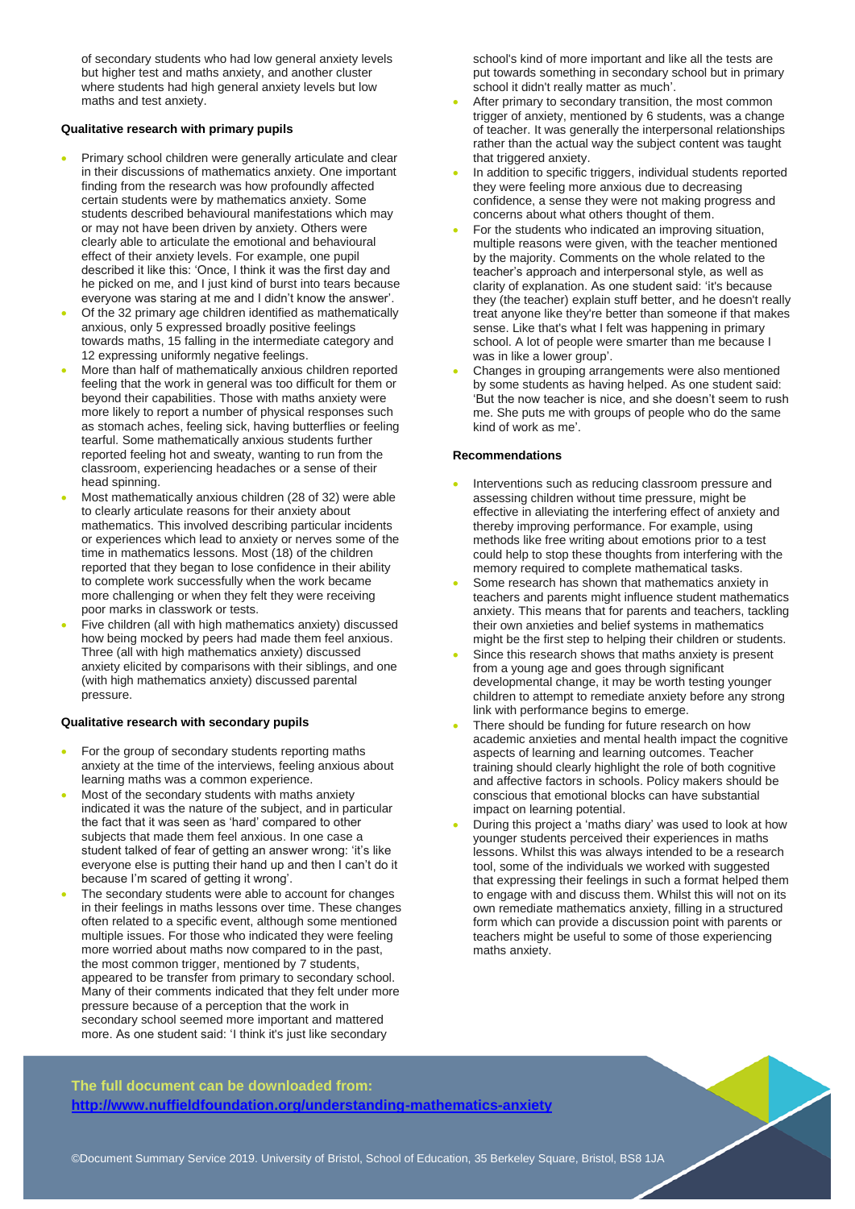of secondary students who had low general anxiety levels but higher test and maths anxiety, and another cluster where students had high general anxiety levels but low maths and test anxiety.

**Qualitative research with primary pupils**

- Primary school children were generally articulate and clear in their discussions of mathematics anxiety. One important finding from the research was how profoundly affected certain students were by mathematics anxiety. Some students described behavioural manifestations which may or may not have been driven by anxiety. Others were clearly able to articulate the emotional and behavioural effect of their anxiety levels. For example, one pupil described it like this: 'Once, I think it was the first day and he picked on me, and I just kind of burst into tears because everyone was staring at me and I didn't know the answer'.
- Of the 32 primary age children identified as mathematically anxious, only 5 expressed broadly positive feelings towards maths, 15 falling in the intermediate category and 12 expressing uniformly negative feelings.
- More than half of mathematically anxious children reported feeling that the work in general was too difficult for them or beyond their capabilities. Those with maths anxiety were more likely to report a number of physical responses such as stomach aches, feeling sick, having butterflies or feeling tearful. Some mathematically anxious students further reported feeling hot and sweaty, wanting to run from the classroom, experiencing headaches or a sense of their head spinning.
- Most mathematically anxious children (28 of 32) were able to clearly articulate reasons for their anxiety about mathematics. This involved describing particular incidents or experiences which lead to anxiety or nerves some of the time in mathematics lessons. Most (18) of the children reported that they began to lose confidence in their ability to complete work successfully when the work became more challenging or when they felt they were receiving poor marks in classwork or tests.
- Five children (all with high mathematics anxiety) discussed how being mocked by peers had made them feel anxious. Three (all with high mathematics anxiety) discussed anxiety elicited by comparisons with their siblings, and one (with high mathematics anxiety) discussed parental pressure.

**Qualitative research with secondary pupils**

- For the group of secondary students reporting maths anxiety at the time of the interviews, feeling anxious about learning maths was a common experience.
- Most of the secondary students with maths anxiety indicated it was the nature of the subject, and in particular the fact that it was seen as 'hard' compared to other subjects that made them feel anxious. In one case a student talked of fear of getting an answer wrong: 'it's like everyone else is putting their hand up and then I can't do it because I'm scared of getting it wrong'.
- The secondary students were able to account for changes in their feelings in maths lessons over time. These changes often related to a specific event, although some mentioned multiple issues. For those who indicated they were feeling more worried about maths now compared to in the past, the most common trigger, mentioned by 7 students, appeared to be transfer from primary to secondary school. Many of their comments indicated that they felt under more pressure because of a perception that the work in secondary school seemed more important and mattered more. As one student said: 'I think it's just like secondary school's kind of more important and like all the tests are put towards something in secondary school but in primary school it didn't really matter as much'.
- After primary to secondary transition, the most common trigger of anxiety, mentioned by 6 students, was a change of teacher. It was generally the interpersonal relationships rather than the actual way the subject content was taught that triggered anxiety.
- In addition to specific triggers, individual students reported they were feeling more anxious due to decreasing confidence, a sense they were not making progress and concerns about what others thought of them.
- For the students who indicated an improving situation, multiple reasons were given, with the teacher mentioned by the majority. Comments on the whole related to the teacher's approach and interpersonal style, as well as clarity of explanation. As one student said: 'it's because they (the teacher) explain stuff better, and he doesn't really treat anyone like they're better than someone if that makes sense. Like that's what I felt was happening in primary school. A lot of people were smarter than me because I was in like a lower group'.
- Changes in grouping arrangements were also mentioned by some students as having helped. As one student said: 'But the now teacher is nice, and she doesn't seem to rush me. She puts me with groups of people who do the same kind of work as me'.

**Recommendations**

- Interventions such as reducing classroom pressure and assessing children without time pressure, might be effective in alleviating the interfering effect of anxiety and thereby improving performance. For example, using methods like free writing about emotions prior to a test could help to stop these thoughts from interfering with the memory required to complete mathematical tasks.
- Some research has shown that mathematics anxiety in teachers and parents might influence student mathematics anxiety. This means that for parents and teachers, tackling their own anxieties and belief systems in mathematics might be the first step to helping their children or students.
- Since this research shows that maths anxiety is present from a young age and goes through significant developmental change, it may be worth testing younger children to attempt to remediate anxiety before any strong link with performance begins to emerge.
- There should be funding for future research on how academic anxieties and mental health impact the cognitive aspects of learning and learning outcomes. Teacher training should clearly highlight the role of both cognitive and affective factors in schools. Policy makers should be conscious that emotional blocks can have substantial impact on learning potential.
- During this project a 'maths diary' was used to look at how younger students perceived their experiences in maths lessons. Whilst this was always intended to be a research tool, some of the individuals we worked with suggested that expressing their feelings in such a format helped them to engage with and discuss them. Whilst this will not on its own remediate mathematics anxiety, filling in a structured form which can provide a discussion point with parents or teachers might be useful to some of those experiencing maths anxiety.

**The full document can be downloaded from:**
**http://www.nuffieldfoundation.org/understanding-mathematics-anxiety**

©Document Summary Service 2019. University of Bristol, School of Education, 35 Berkeley Square, Bristol, BS8 1JA